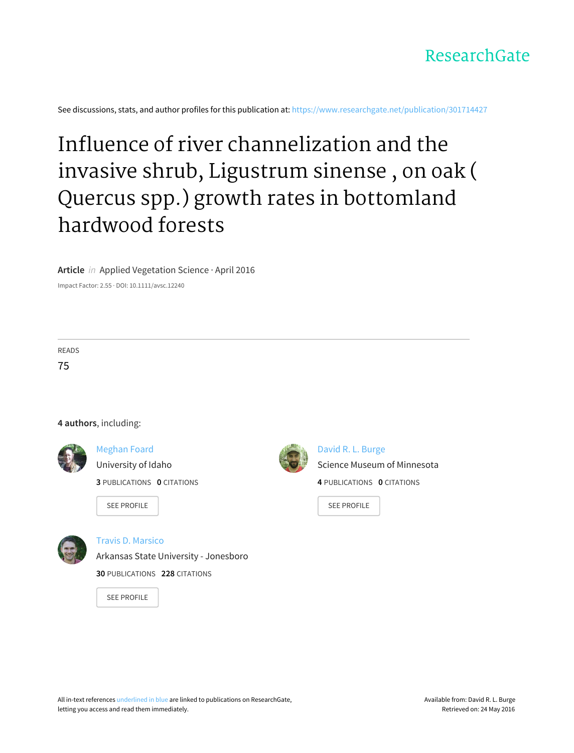ResearchGate

See discussions, stats, and author profiles for this publication at: https://www.researchgate.net/publication/301714427

# Influence of river channelization and the invasive shrub, Ligustrum sinense , on oak ( Quercus spp.) growth rates in bottomland hardwood forests

**Article** *in* Applied Vegetation Science · April 2016

Impact Factor: 2.55 · DOI: 10.1111/avsc.12240

READS

75

**4 authors**, including:

Meghan Foard
University of Idaho
**3** PUBLICATIONS **0** CITATIONS
SEE PROFILE

David R. L. Burge
Science Museum of Minnesota
**4** PUBLICATIONS **0** CITATIONS
SEE PROFILE

Travis D. Marsico
Arkansas State University - Jonesboro
**30** PUBLICATIONS **228** CITATIONS
SEE PROFILE

All in-text references underlined in blue are linked to publications on ResearchGate, letting you access and read them immediately.

Available from: David R. L. Burge
Retrieved on: 24 May 2016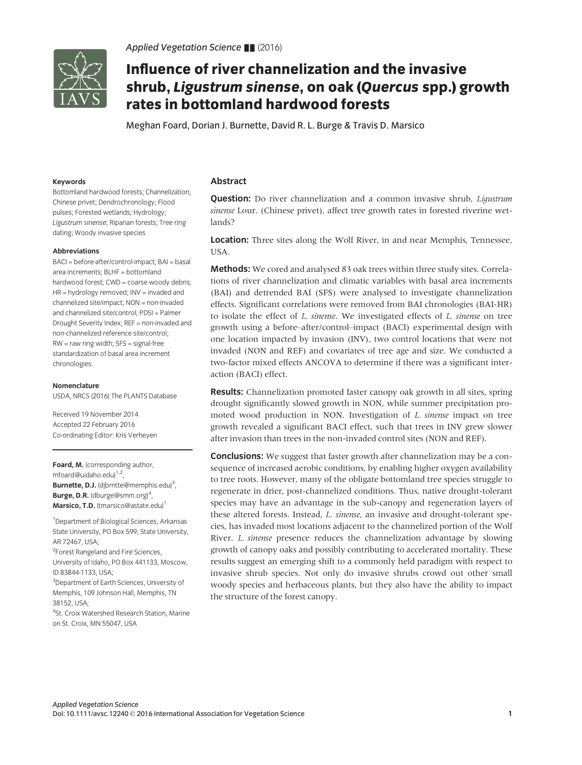# Influence of river channelization and the invasive shrub, *Ligustrum sinense*, on oak (*Quercus* spp.) growth rates in bottomland hardwood forests

Meghan Foard, Dorian J. Burnette, David R. L. Burge & Travis D. Marsico

#### Keywords

Bottomland hardwood forests; Channelization; Chinese privet; Dendrochronology; Flood pulses; Forested wetlands; Hydrology; *Ligustrum sinense*; Riparian forests; Tree ring dating; Woody invasive species

#### Abbreviations

BACI = before-after/control-impact; BAI = basal area increments; BLHF = bottomland hardwood forest; CWD = coarse woody debris; HR = hydrology removed; INV = invaded and channelized site/impact; NON = non-invaded and channelized site/control; PDSI = Palmer Drought Severity Index; REF = non-invaded and non-channelized reference site/control; RW = raw ring width; SFS = signal-free standardization of basal area increment chronologies.

#### Nomenclature

USDA, NRCS (2016) The PLANTS Database

Received 19 November 2014
Accepted 22 February 2016
Co-ordinating Editor: Kris Verheyen

**Foard, M.** (corresponding author, mfoard@uidaho.edu)[1,2],
**Burnette, D.J.** (djbrntte@memphis.edu)[3],
**Burge, D.R.** (dburge@smm.org)[4],
**Marsico, T.D.** (tmarsico@astate.edu)[1]

[1]Department of Biological Sciences, Arkansas State University, PO Box 599, State University, AR 72467, USA;
[2]Forest Rangeland and Fire Sciences, University of Idaho, PO Box 441133, Moscow, ID 83844-1133, USA;
[3]Department of Earth Sciences, University of Memphis, 109 Johnson Hall, Memphis, TN 38152, USA;
[4]St. Croix Watershed Research Station, Marine on St. Croix, MN 55047, USA

## Abstract

**Question:** Do river channelization and a common invasive shrub, *Ligustrum sinense* Lour. (Chinese privet), affect tree growth rates in forested riverine wetlands?

**Location:** Three sites along the Wolf River, in and near Memphis, Tennessee, USA.

**Methods:** We cored and analysed 83 oak trees within three study sites. Correlations of river channelization and climatic variables with basal area increments (BAI) and detrended BAI (SFS) were analysed to investigate channelization effects. Significant correlations were removed from BAI chronologies (BAI-HR) to isolate the effect of *L. sinense*. We investigated effects of *L. sinense* on tree growth using a before–after/control–impact (BACI) experimental design with one location impacted by invasion (INV), two control locations that were not invaded (NON and REF) and covariates of tree age and size. We conducted a two-factor mixed effects ANCOVA to determine if there was a significant interaction (BACI) effect.

**Results:** Channelization promoted faster canopy oak growth in all sites, spring drought significantly slowed growth in NON, while summer precipitation promoted wood production in NON. Investigation of *L. sinense* impact on tree growth revealed a significant BACI effect, such that trees in INV grew slower after invasion than trees in the non-invaded control sites (NON and REF).

**Conclusions:** We suggest that faster growth after channelization may be a consequence of increased aerobic conditions, by enabling higher oxygen availability to tree roots. However, many of the obligate bottomland tree species struggle to regenerate in drier, post-channelized conditions. Thus, native drought-tolerant species may have an advantage in the sub-canopy and regeneration layers of these altered forests. Instead, *L. sinense*, an invasive and drought-tolerant species, has invaded most locations adjacent to the channelized portion of the Wolf River. *L. sinense* presence reduces the channelization advantage by slowing growth of canopy oaks and possibly contributing to accelerated mortality. These results suggest an emerging shift to a commonly held paradigm with respect to invasive shrub species. Not only do invasive shrubs crowd out other small woody species and herbaceous plants, but they also have the ability to impact the structure of the forest canopy.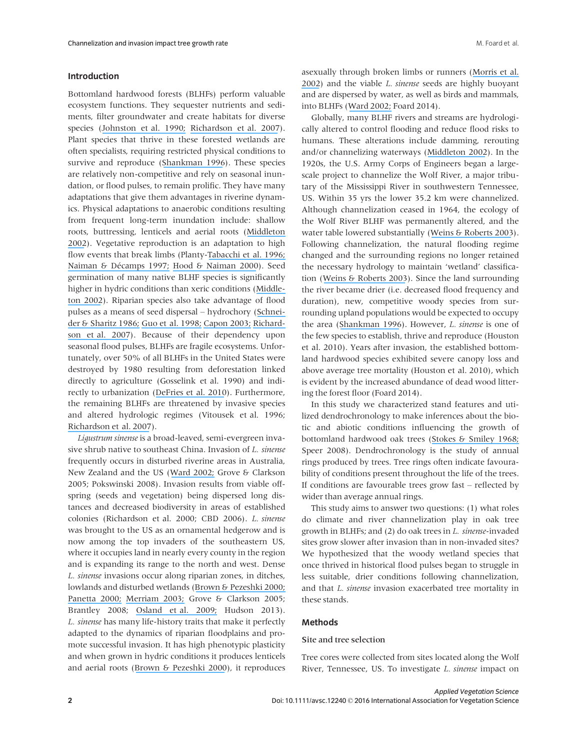## Introduction

Bottomland hardwood forests (BLHFs) perform valuable ecosystem functions. They sequester nutrients and sediments, filter groundwater and create habitats for diverse species (Johnston et al. 1990; Richardson et al. 2007). Plant species that thrive in these forested wetlands are often specialists, requiring restricted physical conditions to survive and reproduce (Shankman 1996). These species are relatively non-competitive and rely on seasonal inundation, or flood pulses, to remain prolific. They have many adaptations that give them advantages in riverine dynamics. Physical adaptations to anaerobic conditions resulting from frequent long-term inundation include: shallow roots, buttressing, lenticels and aerial roots (Middleton 2002). Vegetative reproduction is an adaptation to high flow events that break limbs (Planty-Tabacchi et al. 1996; Naiman & Décamps 1997; Hood & Naiman 2000). Seed germination of many native BLHF species is significantly higher in hydric conditions than xeric conditions (Middleton 2002). Riparian species also take advantage of flood pulses as a means of seed dispersal – hydrochory (Schneider & Sharitz 1986; Guo et al. 1998; Capon 2003; Richardson et al. 2007). Because of their dependency upon seasonal flood pulses, BLHFs are fragile ecosystems. Unfortunately, over 50% of all BLHFs in the United States were destroyed by 1980 resulting from deforestation linked directly to agriculture (Gosselink et al. 1990) and indirectly to urbanization (DeFries et al. 2010). Furthermore, the remaining BLHFs are threatened by invasive species and altered hydrologic regimes (Vitousek et al. 1996; Richardson et al. 2007).

*Ligustrum sinense* is a broad-leaved, semi-evergreen invasive shrub native to southeast China. Invasion of *L. sinense* frequently occurs in disturbed riverine areas in Australia, New Zealand and the US (Ward 2002; Grove & Clarkson 2005; Pokswinski 2008). Invasion results from viable offspring (seeds and vegetation) being dispersed long distances and decreased biodiversity in areas of established colonies (Richardson et al. 2000; CBD 2006). *L. sinense* was brought to the US as an ornamental hedgerow and is now among the top invaders of the southeastern US, where it occupies land in nearly every county in the region and is expanding its range to the north and west. Dense *L. sinense* invasions occur along riparian zones, in ditches, lowlands and disturbed wetlands (Brown & Pezeshki 2000; Panetta 2000; Merriam 2003; Grove & Clarkson 2005; Brantley 2008; Osland et al. 2009; Hudson 2013). *L. sinense* has many life-history traits that make it perfectly adapted to the dynamics of riparian floodplains and promote successful invasion. It has high phenotypic plasticity and when grown in hydric conditions it produces lenticels and aerial roots (Brown & Pezeshki 2000), it reproduces asexually through broken limbs or runners (Morris et al. 2002) and the viable *L. sinense* seeds are highly buoyant and are dispersed by water, as well as birds and mammals, into BLHFs (Ward 2002; Foard 2014).

Globally, many BLHF rivers and streams are hydrologically altered to control flooding and reduce flood risks to humans. These alterations include damming, rerouting and/or channelizing waterways (Middleton 2002). In the 1920s, the U.S. Army Corps of Engineers began a large-scale project to channelize the Wolf River, a major tributary of the Mississippi River in southwestern Tennessee, US. Within 35 yrs the lower 35.2 km were channelized. Although channelization ceased in 1964, the ecology of the Wolf River BLHF was permanently altered, and the water table lowered substantially (Weins & Roberts 2003). Following channelization, the natural flooding regime changed and the surrounding regions no longer retained the necessary hydrology to maintain 'wetland' classification (Weins & Roberts 2003). Since the land surrounding the river became drier (i.e. decreased flood frequency and duration), new, competitive woody species from surrounding upland populations would be expected to occupy the area (Shankman 1996). However, *L. sinense* is one of the few species to establish, thrive and reproduce (Houston et al. 2010). Years after invasion, the established bottomland hardwood species exhibited severe canopy loss and above average tree mortality (Houston et al. 2010), which is evident by the increased abundance of dead wood littering the forest floor (Foard 2014).

In this study we characterized stand features and utilized dendrochronology to make inferences about the biotic and abiotic conditions influencing the growth of bottomland hardwood oak trees (Stokes & Smiley 1968; Speer 2008). Dendrochronology is the study of annual rings produced by trees. Tree rings often indicate favourability of conditions present throughout the life of the trees. If conditions are favourable trees grow fast – reflected by wider than average annual rings.

This study aims to answer two questions: (1) what roles do climate and river channelization play in oak tree growth in BLHFs; and (2) do oak trees in *L. sinense*-invaded sites grow slower after invasion than in non-invaded sites? We hypothesized that the woody wetland species that once thrived in historical flood pulses began to struggle in less suitable, drier conditions following channelization, and that *L. sinense* invasion exacerbated tree mortality in these stands.

## Methods

### Site and tree selection

Tree cores were collected from sites located along the Wolf River, Tennessee, US. To investigate *L. sinense* impact on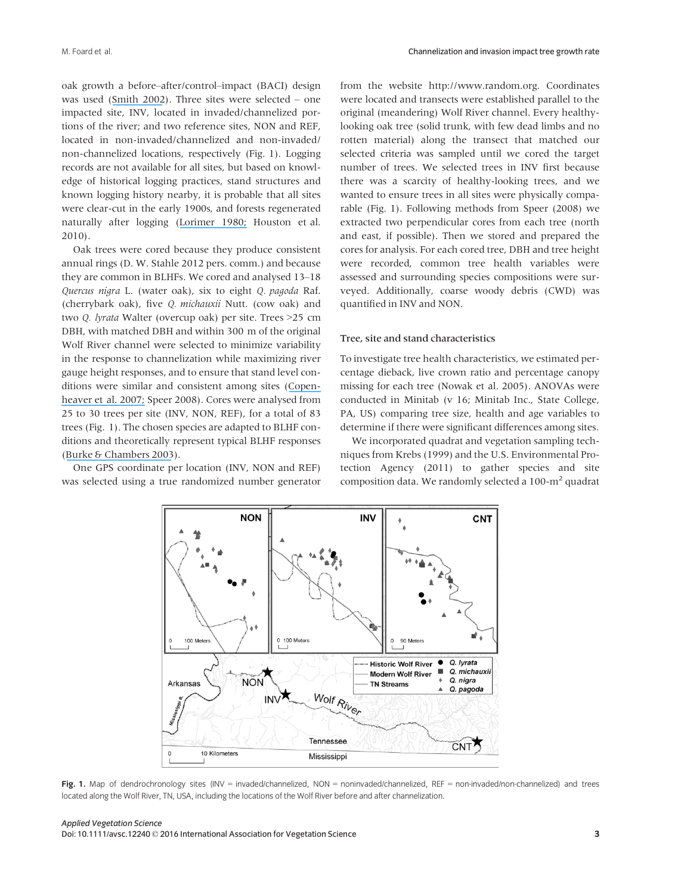oak growth a before–after/control–impact (BACI) design was used (Smith 2002). Three sites were selected – one impacted site, INV, located in invaded/channelized portions of the river; and two reference sites, NON and REF, located in non-invaded/channelized and non-invaded/non-channelized locations, respectively (Fig. 1). Logging records are not available for all sites, but based on knowledge of historical logging practices, stand structures and known logging history nearby, it is probable that all sites were clear-cut in the early 1900s, and forests regenerated naturally after logging (Lorimer 1980; Houston et al. 2010).

Oak trees were cored because they produce consistent annual rings (D. W. Stahle 2012 pers. comm.) and because they are common in BLHFs. We cored and analysed 13–18 *Quercus nigra* L. (water oak), six to eight *Q. pagoda* Raf. (cherrybark oak), five *Q. michauxii* Nutt. (cow oak) and two *Q. lyrata* Walter (overcup oak) per site. Trees >25 cm DBH, with matched DBH and within 300 m of the original Wolf River channel were selected to minimize variability in the response to channelization while maximizing river gauge height responses, and to ensure that stand level conditions were similar and consistent among sites (Copenheaver et al. 2007; Speer 2008). Cores were analysed from 25 to 30 trees per site (INV, NON, REF), for a total of 83 trees (Fig. 1). The chosen species are adapted to BLHF conditions and theoretically represent typical BLHF responses (Burke & Chambers 2003).

One GPS coordinate per location (INV, NON and REF) was selected using a true randomized number generator from the website http://www.random.org. Coordinates were located and transects were established parallel to the original (meandering) Wolf River channel. Every healthy-looking oak tree (solid trunk, with few dead limbs and no rotten material) along the transect that matched our selected criteria was sampled until we cored the target number of trees. We selected trees in INV first because there was a scarcity of healthy-looking trees, and we wanted to ensure trees in all sites were physically comparable (Fig. 1). Following methods from Speer (2008) we extracted two perpendicular cores from each tree (north and east, if possible). Then we stored and prepared the cores for analysis. For each cored tree, DBH and tree height were recorded, common tree health variables were assessed and surrounding species compositions were surveyed. Additionally, coarse woody debris (CWD) was quantified in INV and NON.

### Tree, site and stand characteristics

To investigate tree health characteristics, we estimated percentage dieback, live crown ratio and percentage canopy missing for each tree (Nowak et al. 2005). ANOVAs were conducted in Minitab (v 16; Minitab Inc., State College, PA, US) comparing tree size, health and age variables to determine if there were significant differences among sites.

We incorporated quadrat and vegetation sampling techniques from Krebs (1999) and the U.S. Environmental Protection Agency (2011) to gather species and site composition data. We randomly selected a 100-m$^2$ quadrat

**Fig. 1.** Map of dendrochronology sites (INV = invaded/channelized, NON = noninvaded/channelized, REF = non-invaded/non-channelized) and trees located along the Wolf River, TN, USA, including the locations of the Wolf River before and after channelization.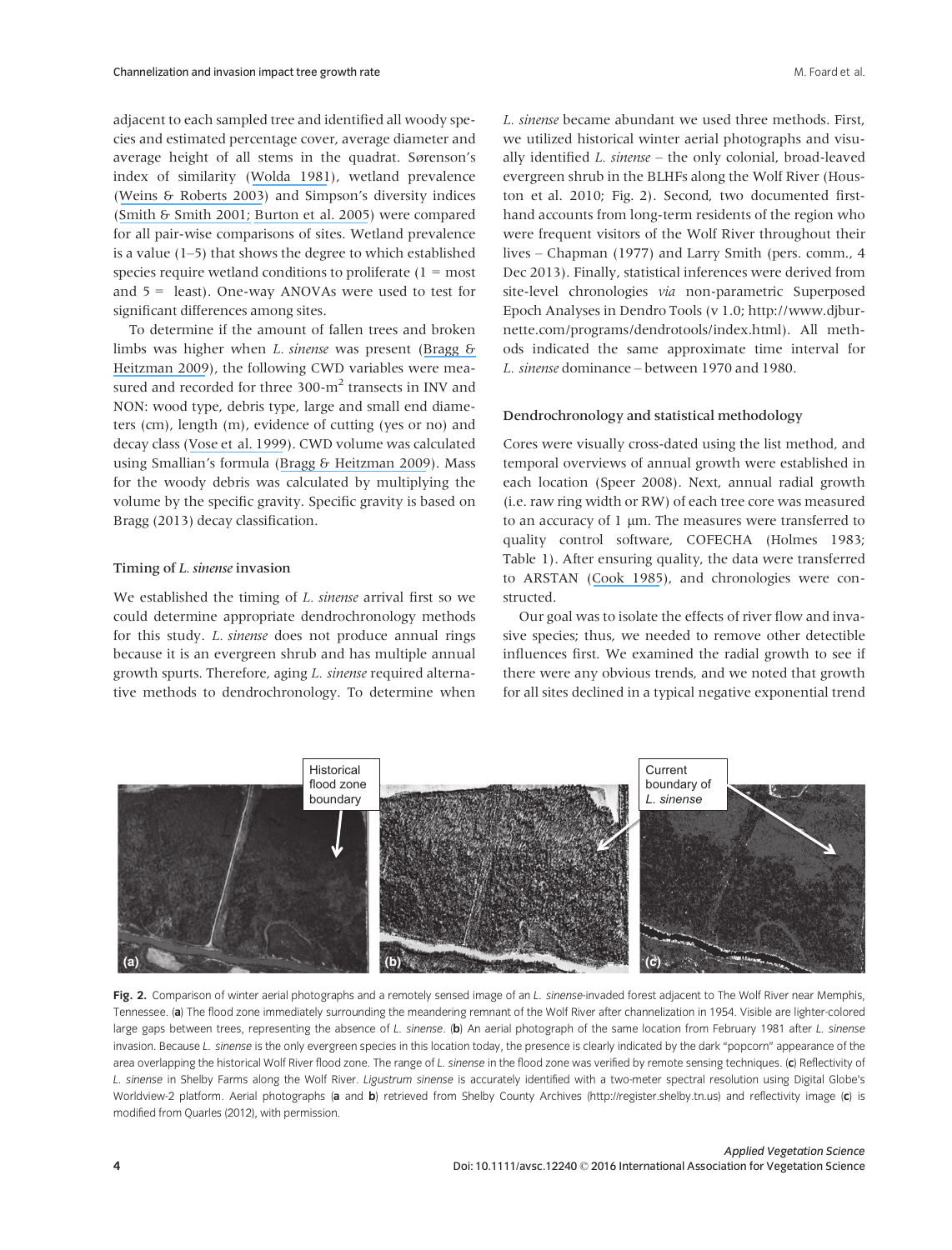adjacent to each sampled tree and identified all woody species and estimated percentage cover, average diameter and average height of all stems in the quadrat. Sørenson's index of similarity (Wolda 1981), wetland prevalence (Weins & Roberts 2003) and Simpson's diversity indices (Smith & Smith 2001; Burton et al. 2005) were compared for all pair-wise comparisons of sites. Wetland prevalence is a value (1–5) that shows the degree to which established species require wetland conditions to proliferate (1 = most and 5 = least). One-way ANOVAs were used to test for significant differences among sites.

To determine if the amount of fallen trees and broken limbs was higher when *L. sinense* was present (Bragg & Heitzman 2009), the following CWD variables were measured and recorded for three 300-m$^2$ transects in INV and NON: wood type, debris type, large and small end diameters (cm), length (m), evidence of cutting (yes or no) and decay class (Vose et al. 1999). CWD volume was calculated using Smallian's formula (Bragg & Heitzman 2009). Mass for the woody debris was calculated by multiplying the volume by the specific gravity. Specific gravity is based on Bragg (2013) decay classification.

### Timing of *L. sinense* invasion

We established the timing of *L. sinense* arrival first so we could determine appropriate dendrochronology methods for this study. *L. sinense* does not produce annual rings because it is an evergreen shrub and has multiple annual growth spurts. Therefore, aging *L. sinense* required alternative methods to dendrochronology. To determine when *L. sinense* became abundant we used three methods. First, we utilized historical winter aerial photographs and visually identified *L. sinense* – the only colonial, broad-leaved evergreen shrub in the BLHFs along the Wolf River (Houston et al. 2010; Fig. 2). Second, two documented first-hand accounts from long-term residents of the region who were frequent visitors of the Wolf River throughout their lives – Chapman (1977) and Larry Smith (pers. comm., 4 Dec 2013). Finally, statistical inferences were derived from site-level chronologies *via* non-parametric Superposed Epoch Analyses in Dendro Tools (v 1.0; http://www.djburnette.com/programs/dendrotools/index.html). All methods indicated the same approximate time interval for *L. sinense* dominance – between 1970 and 1980.

### Dendrochronology and statistical methodology

Cores were visually cross-dated using the list method, and temporal overviews of annual growth were established in each location (Speer 2008). Next, annual radial growth (i.e. raw ring width or RW) of each tree core was measured to an accuracy of 1 μm. The measures were transferred to quality control software, COFECHA (Holmes 1983; Table 1). After ensuring quality, the data were transferred to ARSTAN (Cook 1985), and chronologies were constructed.

Our goal was to isolate the effects of river flow and invasive species; thus, we needed to remove other detectible influences first. We examined the radial growth to see if there were any obvious trends, and we noted that growth for all sites declined in a typical negative exponential trend

**Fig. 2.** Comparison of winter aerial photographs and a remotely sensed image of an *L. sinense*-invaded forest adjacent to The Wolf River near Memphis, Tennessee. (**a**) The flood zone immediately surrounding the meandering remnant of the Wolf River after channelization in 1954. Visible are lighter-colored large gaps between trees, representing the absence of *L. sinense*. (**b**) An aerial photograph of the same location from February 1981 after *L. sinense* invasion. Because *L. sinense* is the only evergreen species in this location today, the presence is clearly indicated by the dark "popcorn" appearance of the area overlapping the historical Wolf River flood zone. The range of *L. sinense* in the flood zone was verified by remote sensing techniques. (**c**) Reflectivity of *L. sinense* in Shelby Farms along the Wolf River. *Ligustrum sinense* is accurately identified with a two-meter spectral resolution using Digital Globe's Worldview-2 platform. Aerial photographs (**a** and **b**) retrieved from Shelby County Archives (http://register.shelby.tn.us) and reflectivity image (**c**) is modified from Quarles (2012), with permission.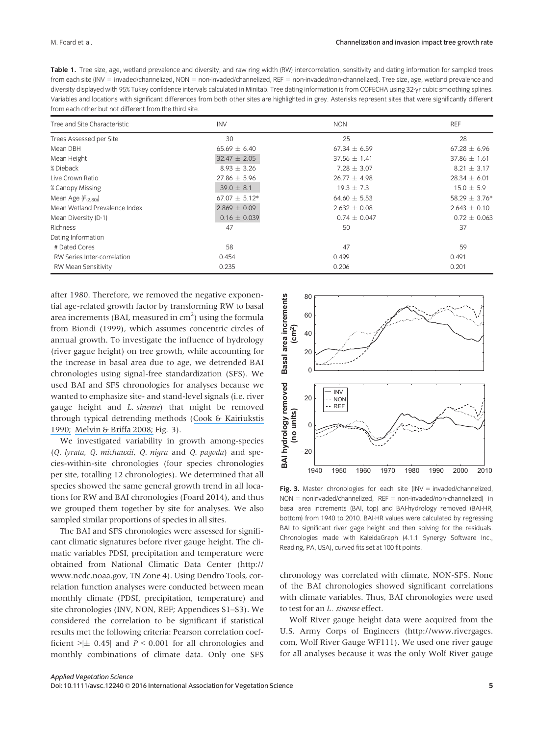**Table 1.** Tree size, age, wetland prevalence and diversity, and raw ring width (RW) intercorrelation, sensitivity and dating information for sampled trees from each site (INV = invaded/channelized, NON = non-invaded/channelized, REF = non-invaded/non-channelized). Tree size, age, wetland prevalence and diversity displayed with 95% Tukey confidence intervals calculated in Minitab. Tree dating information is from COFECHA using 32-yr cubic smoothing splines. Variables and locations with significant differences from both other sites are highlighted in grey. Asterisks represent sites that were significantly different from each other but not different from the third site.

| Tree and Site Characteristic | INV | NON | REF |
|---|---|---|---|
| Trees Assessed per Site | 30 | 25 | 28 |
| Mean DBH | 65.69 ± 6.40 | 67.34 ± 6.59 | 67.28 ± 6.96 |
| Mean Height | 32.47 ± 2.05 | 37.56 ± 1.41 | 37.86 ± 1.61 |
| % Dieback | 8.93 ± 3.26 | 7.28 ± 3.07 | 8.21 ± 3.17 |
| Live Crown Ratio | 27.86 ± 5.96 | 26.77 ± 4.98 | 28.34 ± 6.01 |
| % Canopy Missing | 39.0 ± 8.1 | 19.3 ± 7.3 | 15.0 ± 5.9 |
| Mean Age ($F_{(2,80)}$) | 67.07 ± 5.12* | 64.60 ± 5.53 | 58.29 ± 3.76* |
| Mean Wetland Prevalence Index | 2.869 ± 0.09 | 2.632 ± 0.08 | 2.643 ± 0.10 |
| Mean Diversity (D-1) | 0.16 ± 0.039 | 0.74 ± 0.047 | 0.72 ± 0.063 |
| Richness | 47 | 50 | 37 |
| Dating Information | | | |
| # Dated Cores | 58 | 47 | 59 |
| RW Series Inter-correlation | 0.454 | 0.499 | 0.491 |
| RW Mean Sensitivity | 0.235 | 0.206 | 0.201 |

after 1980. Therefore, we removed the negative exponential age-related growth factor by transforming RW to basal area increments (BAI, measured in $cm^2$) using the formula from Biondi (1999), which assumes concentric circles of annual growth. To investigate the influence of hydrology (river gague height) on tree growth, while accounting for the increase in basal area due to age, we detrended BAI chronologies using signal-free standardization (SFS). We used BAI and SFS chronologies for analyses because we wanted to emphasize site- and stand-level signals (i.e. river gauge height and *L. sinense*) that might be removed through typical detrending methods (Cook & Kairiukstis 1990; Melvin & Briffa 2008; Fig. 3).

We investigated variability in growth among-species (*Q. lyrata, Q. michauxii, Q. nigra* and *Q. pagoda*) and species-within-site chronologies (four species chronologies per site, totalling 12 chronologies). We determined that all species showed the same general growth trend in all locations for RW and BAI chronologies (Foard 2014), and thus we grouped them together by site for analyses. We also sampled similar proportions of species in all sites.

The BAI and SFS chronologies were assessed for significant climatic signatures before river gauge height. The climatic variables PDSI, precipitation and temperature were obtained from National Climatic Data Center (http://www.ncdc.noaa.gov, TN Zone 4). Using Dendro Tools, correlation function analyses were conducted between mean monthly climate (PDSI, precipitation, temperature) and site chronologies (INV, NON, REF; Appendices S1–S3). We considered the correlation to be significant if statistical results met the following criteria: Pearson correlation coefficient >|± 0.45| and $P < 0.001$ for all chronologies and monthly combinations of climate data. Only one SFS chronology was correlated with climate, NON-SFS. None of the BAI chronologies showed significant correlations with climate variables. Thus, BAI chronologies were used to test for an *L. sinense* effect.

**Fig. 3.** Master chronologies for each site (INV = invaded/channelized, NON = noninvaded/channelized, REF = non-invaded/non-channelized) in basal area increments (BAI, top) and BAI-hydrology removed (BAI-HR, bottom) from 1940 to 2010. BAI-HR values were calculated by regressing BAI to significant river gage height and then solving for the residuals. Chronologies made with KaleidaGraph (4.1.1 Synergy Software Inc., Reading, PA, USA), curved fits set at 100 fit points.

Wolf River gauge height data were acquired from the U.S. Army Corps of Engineers (http://www.rivergages.com, Wolf River Gauge WF111). We used one river gauge for all analyses because it was the only Wolf River gauge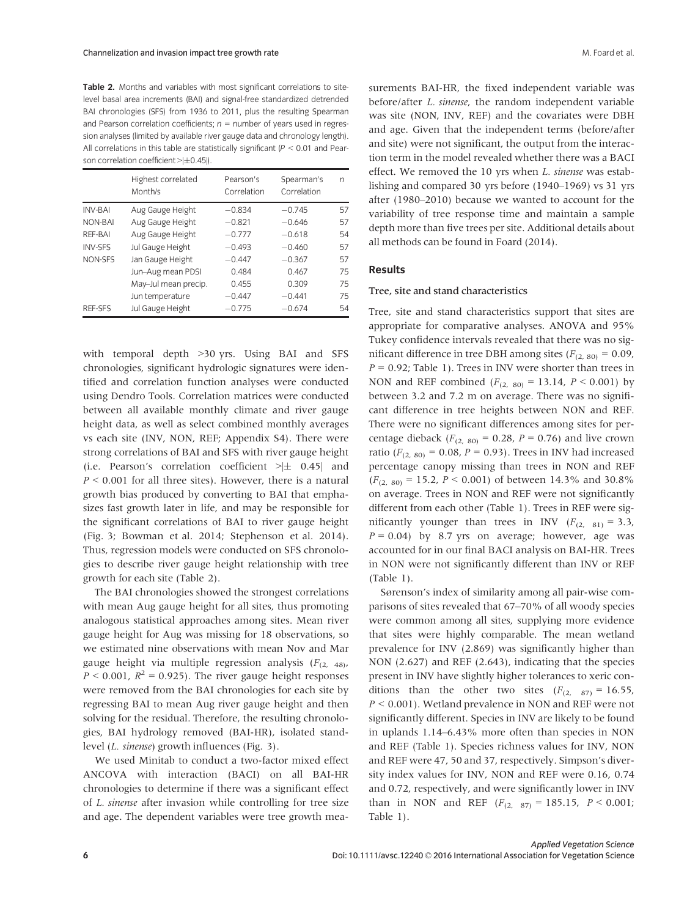**Table 2.** Months and variables with most significant correlations to site-level basal area increments (BAI) and signal-free standardized detrended BAI chronologies (SFS) from 1936 to 2011, plus the resulting Spearman and Pearson correlation coefficients; $n$ = number of years used in regression analyses (limited by available river gauge data and chronology length). All correlations in this table are statistically significant ($P$ < 0.01 and Pearson correlation coefficient >|±0.45|).

| | Highest correlated Month/s | Pearson's Correlation | Spearman's Correlation | $n$ |
|---|---|---|---|---|
| INV-BAI | Aug Gauge Height | −0.834 | −0.745 | 57 |
| NON-BAI | Aug Gauge Height | −0.821 | −0.646 | 57 |
| REF-BAI | Aug Gauge Height | −0.777 | −0.618 | 54 |
| INV-SFS | Jul Gauge Height | −0.493 | −0.460 | 57 |
| NON-SFS | Jan Gauge Height | −0.447 | −0.367 | 57 |
| | Jun–Aug mean PDSI | 0.484 | 0.467 | 75 |
| | May–Jul mean precip. | 0.455 | 0.309 | 75 |
| | Jun temperature | −0.447 | −0.441 | 75 |
| REF-SFS | Jul Gauge Height | −0.775 | −0.674 | 54 |

with temporal depth >30 yrs. Using BAI and SFS chronologies, significant hydrologic signatures were identified and correlation function analyses were conducted using Dendro Tools. Correlation matrices were conducted between all available monthly climate and river gauge height data, as well as select combined monthly averages vs each site (INV, NON, REF; Appendix S4). There were strong correlations of BAI and SFS with river gauge height (i.e. Pearson's correlation coefficient >|± 0.45| and $P$ < 0.001 for all three sites). However, there is a natural growth bias produced by converting to BAI that emphasizes fast growth later in life, and may be responsible for the significant correlations of BAI to river gauge height (Fig. 3; Bowman et al. 2014; Stephenson et al. 2014). Thus, regression models were conducted on SFS chronologies to describe river gauge height relationship with tree growth for each site (Table 2).

The BAI chronologies showed the strongest correlations with mean Aug gauge height for all sites, thus promoting analogous statistical approaches among sites. Mean river gauge height for Aug was missing for 18 observations, so we estimated nine observations with mean Nov and Mar gauge height via multiple regression analysis ($F_{(2,\ 48)}$, $P$ < 0.001, $R^2$ = 0.925). The river gauge height responses were removed from the BAI chronologies for each site by regressing BAI to mean Aug river gauge height and then solving for the residual. Therefore, the resulting chronologies, BAI hydrology removed (BAI-HR), isolated stand-level (*L. sinense*) growth influences (Fig. 3).

We used Minitab to conduct a two-factor mixed effect ANCOVA with interaction (BACI) on all BAI-HR chronologies to determine if there was a significant effect of *L. sinense* after invasion while controlling for tree size and age. The dependent variables were tree growth measurements BAI-HR, the fixed independent variable was before/after *L. sinense*, the random independent variable was site (NON, INV, REF) and the covariates were DBH and age. Given that the independent terms (before/after and site) were not significant, the output from the interaction term in the model revealed whether there was a BACI effect. We removed the 10 yrs when *L. sinense* was establishing and compared 30 yrs before (1940–1969) vs 31 yrs after (1980–2010) because we wanted to account for the variability of tree response time and maintain a sample depth more than five trees per site. Additional details about all methods can be found in Foard (2014).

## Results

### Tree, site and stand characteristics

Tree, site and stand characteristics support that sites are appropriate for comparative analyses. ANOVA and 95% Tukey confidence intervals revealed that there was no significant difference in tree DBH among sites ($F_{(2,\ 80)}$ = 0.09, $P$ = 0.92; Table 1). Trees in INV were shorter than trees in NON and REF combined ($F_{(2,\ 80)}$ = 13.14, $P$ < 0.001) by between 3.2 and 7.2 m on average. There was no significant difference in tree heights between NON and REF. There were no significant differences among sites for percentage dieback ($F_{(2,\ 80)}$ = 0.28, $P$ = 0.76) and live crown ratio ($F_{(2,\ 80)}$ = 0.08, $P$ = 0.93). Trees in INV had increased percentage canopy missing than trees in NON and REF ($F_{(2,\ 80)}$ = 15.2, $P$ < 0.001) of between 14.3% and 30.8% on average. Trees in NON and REF were not significantly different from each other (Table 1). Trees in REF were significantly younger than trees in INV ($F_{(2,\ 81)}$ = 3.3, $P$ = 0.04) by 8.7 yrs on average; however, age was accounted for in our final BACI analysis on BAI-HR. Trees in NON were not significantly different than INV or REF (Table 1).

Sørenson's index of similarity among all pair-wise comparisons of sites revealed that 67–70% of all woody species were common among all sites, supplying more evidence that sites were highly comparable. The mean wetland prevalence for INV (2.869) was significantly higher than NON (2.627) and REF (2.643), indicating that the species present in INV have slightly higher tolerances to xeric conditions than the other two sites ($F_{(2,\ 87)}$ = 16.55, $P$ < 0.001). Wetland prevalence in NON and REF were not significantly different. Species in INV are likely to be found in uplands 1.14–6.43% more often than species in NON and REF (Table 1). Species richness values for INV, NON and REF were 47, 50 and 37, respectively. Simpson's diversity index values for INV, NON and REF were 0.16, 0.74 and 0.72, respectively, and were significantly lower in INV than in NON and REF ($F_{(2,\ 87)}$ = 185.15, $P$ < 0.001; Table 1).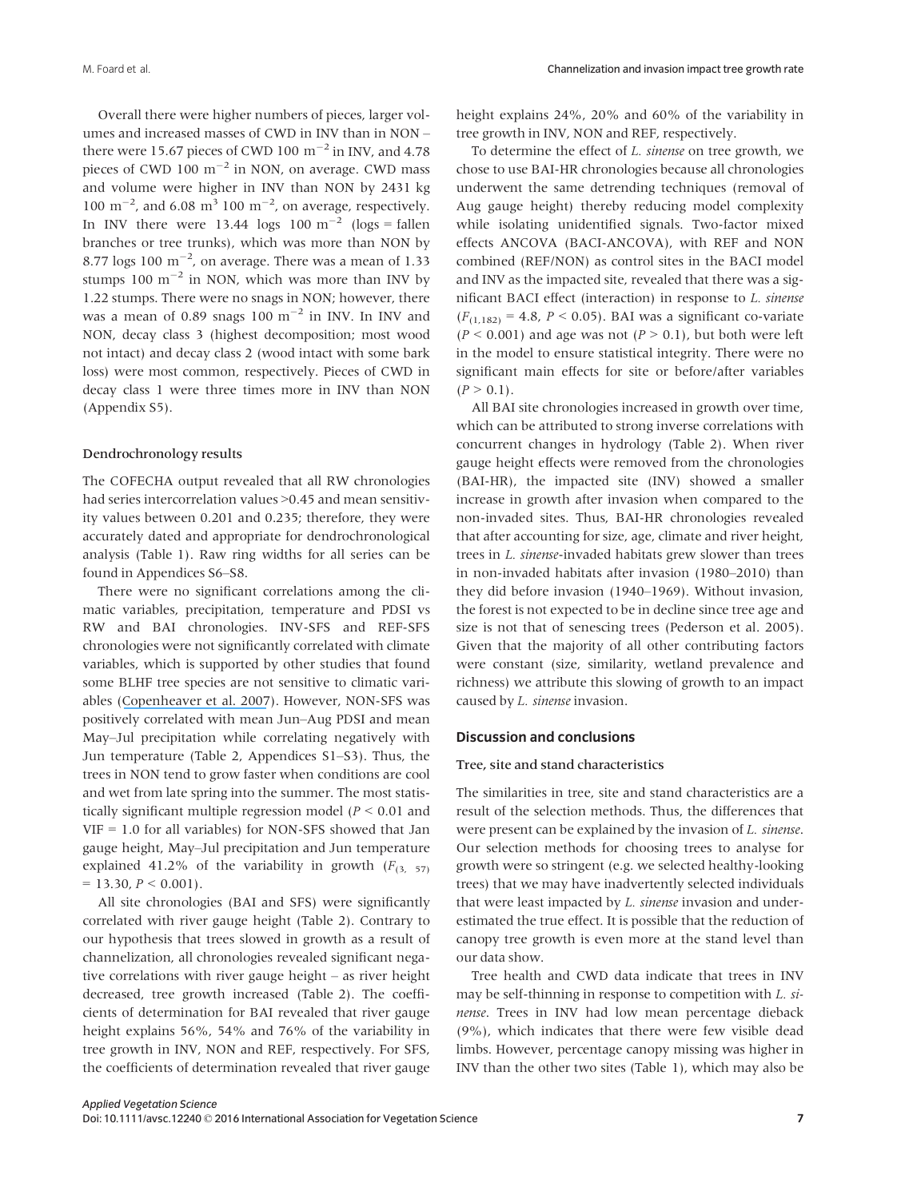Overall there were higher numbers of pieces, larger volumes and increased masses of CWD in INV than in NON – there were 15.67 pieces of CWD 100 $m^{-2}$ in INV, and 4.78 pieces of CWD 100 $m^{-2}$ in NON, on average. CWD mass and volume were higher in INV than NON by 2431 kg 100 $m^{-2}$, and 6.08 $m^3$ 100 $m^{-2}$, on average, respectively. In INV there were 13.44 logs 100 $m^{-2}$ (logs = fallen branches or tree trunks), which was more than NON by 8.77 logs 100 $m^{-2}$, on average. There was a mean of 1.33 stumps 100 $m^{-2}$ in NON, which was more than INV by 1.22 stumps. There were no snags in NON; however, there was a mean of 0.89 snags 100 $m^{-2}$ in INV. In INV and NON, decay class 3 (highest decomposition; most wood not intact) and decay class 2 (wood intact with some bark loss) were most common, respectively. Pieces of CWD in decay class 1 were three times more in INV than NON (Appendix S5).

### Dendrochronology results

The COFECHA output revealed that all RW chronologies had series intercorrelation values >0.45 and mean sensitivity values between 0.201 and 0.235; therefore, they were accurately dated and appropriate for dendrochronological analysis (Table 1). Raw ring widths for all series can be found in Appendices S6–S8.

There were no significant correlations among the climatic variables, precipitation, temperature and PDSI vs RW and BAI chronologies. INV-SFS and REF-SFS chronologies were not significantly correlated with climate variables, which is supported by other studies that found some BLHF tree species are not sensitive to climatic variables (Copenheaver et al. 2007). However, NON-SFS was positively correlated with mean Jun–Aug PDSI and mean May–Jul precipitation while correlating negatively with Jun temperature (Table 2, Appendices S1–S3). Thus, the trees in NON tend to grow faster when conditions are cool and wet from late spring into the summer. The most statistically significant multiple regression model ($P < 0.01$ and VIF = 1.0 for all variables) for NON-SFS showed that Jan gauge height, May–Jul precipitation and Jun temperature explained 41.2% of the variability in growth ($F_{(3,\ 57)} = 13.30$, $P < 0.001$).

All site chronologies (BAI and SFS) were significantly correlated with river gauge height (Table 2). Contrary to our hypothesis that trees slowed in growth as a result of channelization, all chronologies revealed significant negative correlations with river gauge height – as river height decreased, tree growth increased (Table 2). The coefficients of determination for BAI revealed that river gauge height explains 56%, 54% and 76% of the variability in tree growth in INV, NON and REF, respectively. For SFS, the coefficients of determination revealed that river gauge height explains 24%, 20% and 60% of the variability in tree growth in INV, NON and REF, respectively.

To determine the effect of *L. sinense* on tree growth, we chose to use BAI-HR chronologies because all chronologies underwent the same detrending techniques (removal of Aug gauge height) thereby reducing model complexity while isolating unidentified signals. Two-factor mixed effects ANCOVA (BACI-ANCOVA), with REF and NON combined (REF/NON) as control sites in the BACI model and INV as the impacted site, revealed that there was a significant BACI effect (interaction) in response to *L. sinense* ($F_{(1,182)} = 4.8$, $P < 0.05$). BAI was a significant co-variate ($P < 0.001$) and age was not ($P > 0.1$), but both were left in the model to ensure statistical integrity. There were no significant main effects for site or before/after variables ($P > 0.1$).

All BAI site chronologies increased in growth over time, which can be attributed to strong inverse correlations with concurrent changes in hydrology (Table 2). When river gauge height effects were removed from the chronologies (BAI-HR), the impacted site (INV) showed a smaller increase in growth after invasion when compared to the non-invaded sites. Thus, BAI-HR chronologies revealed that after accounting for size, age, climate and river height, trees in *L. sinense*-invaded habitats grew slower than trees in non-invaded habitats after invasion (1980–2010) than they did before invasion (1940–1969). Without invasion, the forest is not expected to be in decline since tree age and size is not that of senescing trees (Pederson et al. 2005). Given that the majority of all other contributing factors were constant (size, similarity, wetland prevalence and richness) we attribute this slowing of growth to an impact caused by *L. sinense* invasion.

## Discussion and conclusions

### Tree, site and stand characteristics

The similarities in tree, site and stand characteristics are a result of the selection methods. Thus, the differences that were present can be explained by the invasion of *L. sinense*. Our selection methods for choosing trees to analyse for growth were so stringent (e.g. we selected healthy-looking trees) that we may have inadvertently selected individuals that were least impacted by *L. sinense* invasion and underestimated the true effect. It is possible that the reduction of canopy tree growth is even more at the stand level than our data show.

Tree health and CWD data indicate that trees in INV may be self-thinning in response to competition with *L. sinense*. Trees in INV had low mean percentage dieback (9%), which indicates that there were few visible dead limbs. However, percentage canopy missing was higher in INV than the other two sites (Table 1), which may also be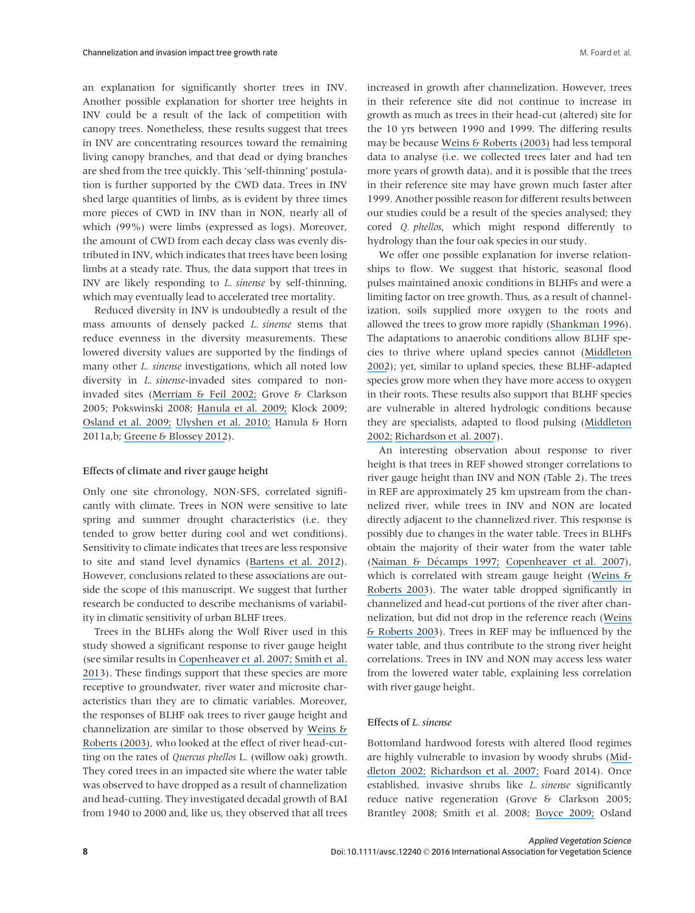an explanation for significantly shorter trees in INV. Another possible explanation for shorter tree heights in INV could be a result of the lack of competition with canopy trees. Nonetheless, these results suggest that trees in INV are concentrating resources toward the remaining living canopy branches, and that dead or dying branches are shed from the tree quickly. This 'self-thinning' postulation is further supported by the CWD data. Trees in INV shed large quantities of limbs, as is evident by three times more pieces of CWD in INV than in NON, nearly all of which (99%) were limbs (expressed as logs). Moreover, the amount of CWD from each decay class was evenly distributed in INV, which indicates that trees have been losing limbs at a steady rate. Thus, the data support that trees in INV are likely responding to *L. sinense* by self-thinning, which may eventually lead to accelerated tree mortality.

Reduced diversity in INV is undoubtedly a result of the mass amounts of densely packed *L. sinense* stems that reduce evenness in the diversity measurements. These lowered diversity values are supported by the findings of many other *L. sinense* investigations, which all noted low diversity in *L. sinense*-invaded sites compared to non-invaded sites (Merriam & Feil 2002; Grove & Clarkson 2005; Pokswinski 2008; Hanula et al. 2009; Klock 2009; Osland et al. 2009; Ulyshen et al. 2010; Hanula & Horn 2011a,b; Greene & Blossey 2012).

### Effects of climate and river gauge height

Only one site chronology, NON-SFS, correlated significantly with climate. Trees in NON were sensitive to late spring and summer drought characteristics (i.e. they tended to grow better during cool and wet conditions). Sensitivity to climate indicates that trees are less responsive to site and stand level dynamics (Bartens et al. 2012). However, conclusions related to these associations are outside the scope of this manuscript. We suggest that further research be conducted to describe mechanisms of variability in climatic sensitivity of urban BLHF trees.

Trees in the BLHFs along the Wolf River used in this study showed a significant response to river gauge height (see similar results in Copenheaver et al. 2007; Smith et al. 2013). These findings support that these species are more receptive to groundwater, river water and microsite characteristics than they are to climatic variables. Moreover, the responses of BLHF oak trees to river gauge height and channelization are similar to those observed by Weins & Roberts (2003), who looked at the effect of river head-cutting on the rates of *Quercus phellos* L. (willow oak) growth. They cored trees in an impacted site where the water table was observed to have dropped as a result of channelization and head-cutting. They investigated decadal growth of BAI from 1940 to 2000 and, like us, they observed that all trees increased in growth after channelization. However, trees in their reference site did not continue to increase in growth as much as trees in their head-cut (altered) site for the 10 yrs between 1990 and 1999. The differing results may be because Weins & Roberts (2003) had less temporal data to analyse (i.e. we collected trees later and had ten more years of growth data), and it is possible that the trees in their reference site may have grown much faster after 1999. Another possible reason for different results between our studies could be a result of the species analysed; they cored *Q. phellos*, which might respond differently to hydrology than the four oak species in our study.

We offer one possible explanation for inverse relationships to flow. We suggest that historic, seasonal flood pulses maintained anoxic conditions in BLHFs and were a limiting factor on tree growth. Thus, as a result of channelization, soils supplied more oxygen to the roots and allowed the trees to grow more rapidly (Shankman 1996). The adaptations to anaerobic conditions allow BLHF species to thrive where upland species cannot (Middleton 2002); yet, similar to upland species, these BLHF-adapted species grow more when they have more access to oxygen in their roots. These results also support that BLHF species are vulnerable in altered hydrologic conditions because they are specialists, adapted to flood pulsing (Middleton 2002; Richardson et al. 2007).

An interesting observation about response to river height is that trees in REF showed stronger correlations to river gauge height than INV and NON (Table 2). The trees in REF are approximately 25 km upstream from the channelized river, while trees in INV and NON are located directly adjacent to the channelized river. This response is possibly due to changes in the water table. Trees in BLHFs obtain the majority of their water from the water table (Naiman & Décamps 1997; Copenheaver et al. 2007), which is correlated with stream gauge height (Weins & Roberts 2003). The water table dropped significantly in channelized and head-cut portions of the river after channelization, but did not drop in the reference reach (Weins & Roberts 2003). Trees in REF may be influenced by the water table, and thus contribute to the strong river height correlations. Trees in INV and NON may access less water from the lowered water table, explaining less correlation with river gauge height.

### Effects of *L. sinense*

Bottomland hardwood forests with altered flood regimes are highly vulnerable to invasion by woody shrubs (Middleton 2002; Richardson et al. 2007; Foard 2014). Once established, invasive shrubs like *L. sinense* significantly reduce native regeneration (Grove & Clarkson 2005; Brantley 2008; Smith et al. 2008; Boyce 2009; Osland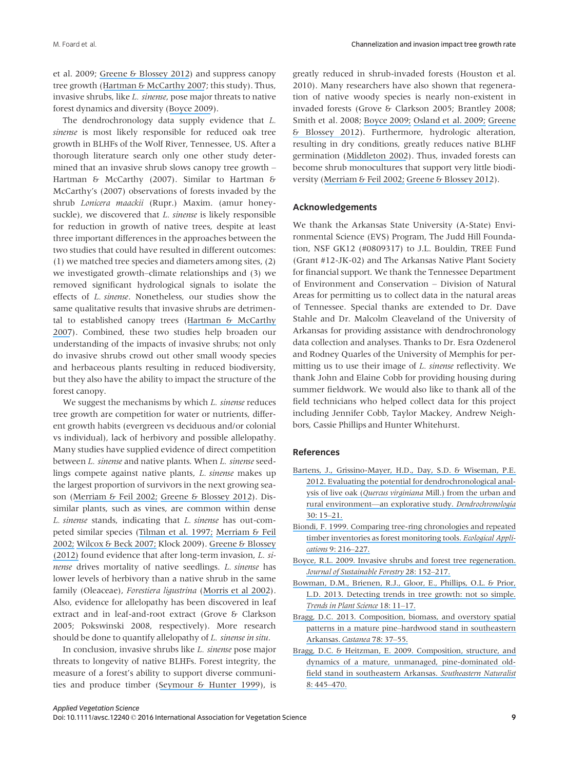et al. 2009; Greene & Blossey 2012) and suppress canopy tree growth (Hartman & McCarthy 2007; this study). Thus, invasive shrubs, like *L. sinense*, pose major threats to native forest dynamics and diversity (Boyce 2009).

The dendrochronology data supply evidence that *L. sinense* is most likely responsible for reduced oak tree growth in BLHFs of the Wolf River, Tennessee, US. After a thorough literature search only one other study determined that an invasive shrub slows canopy tree growth – Hartman & McCarthy (2007). Similar to Hartman & McCarthy's (2007) observations of forests invaded by the shrub *Lonicera maackii* (Rupr.) Maxim. (amur honeysuckle), we discovered that *L. sinense* is likely responsible for reduction in growth of native trees, despite at least three important differences in the approaches between the two studies that could have resulted in different outcomes: (1) we matched tree species and diameters among sites, (2) we investigated growth–climate relationships and (3) we removed significant hydrological signals to isolate the effects of *L. sinense*. Nonetheless, our studies show the same qualitative results that invasive shrubs are detrimental to established canopy trees (Hartman & McCarthy 2007). Combined, these two studies help broaden our understanding of the impacts of invasive shrubs; not only do invasive shrubs crowd out other small woody species and herbaceous plants resulting in reduced biodiversity, but they also have the ability to impact the structure of the forest canopy.

We suggest the mechanisms by which *L. sinense* reduces tree growth are competition for water or nutrients, different growth habits (evergreen vs deciduous and/or colonial vs individual), lack of herbivory and possible allelopathy. Many studies have supplied evidence of direct competition between *L. sinense* and native plants. When *L. sinense* seedlings compete against native plants, *L. sinense* makes up the largest proportion of survivors in the next growing season (Merriam & Feil 2002; Greene & Blossey 2012). Dissimilar plants, such as vines, are common within dense *L. sinense* stands, indicating that *L. sinense* has out-competed similar species (Tilman et al. 1997; Merriam & Feil 2002; Wilcox & Beck 2007; Klock 2009). Greene & Blossey (2012) found evidence that after long-term invasion, *L. sinense* drives mortality of native seedlings. *L. sinense* has lower levels of herbivory than a native shrub in the same family (Oleaceae), *Forestiera ligustrina* (Morris et al 2002). Also, evidence for allelopathy has been discovered in leaf extract and in leaf-and-root extract (Grove & Clarkson 2005; Pokswinski 2008, respectively). More research should be done to quantify allelopathy of *L. sinense in situ*.

In conclusion, invasive shrubs like *L. sinense* pose major threats to longevity of native BLHFs. Forest integrity, the measure of a forest's ability to support diverse communities and produce timber (Seymour & Hunter 1999), is greatly reduced in shrub-invaded forests (Houston et al. 2010). Many researchers have also shown that regeneration of native woody species is nearly non-existent in invaded forests (Grove & Clarkson 2005; Brantley 2008; Smith et al. 2008; Boyce 2009; Osland et al. 2009; Greene & Blossey 2012). Furthermore, hydrologic alteration, resulting in dry conditions, greatly reduces native BLHF germination (Middleton 2002). Thus, invaded forests can become shrub monocultures that support very little biodiversity (Merriam & Feil 2002; Greene & Blossey 2012).

## Acknowledgements

We thank the Arkansas State University (A-State) Environmental Science (EVS) Program, The Judd Hill Foundation, NSF GK12 (#0809317) to J.L. Bouldin, TREE Fund (Grant #12-JK-02) and The Arkansas Native Plant Society for financial support. We thank the Tennessee Department of Environment and Conservation – Division of Natural Areas for permitting us to collect data in the natural areas of Tennessee. Special thanks are extended to Dr. Dave Stahle and Dr. Malcolm Cleaveland of the University of Arkansas for providing assistance with dendrochronology data collection and analyses. Thanks to Dr. Esra Ozdenerol and Rodney Quarles of the University of Memphis for permitting us to use their image of *L. sinense* reflectivity. We thank John and Elaine Cobb for providing housing during summer fieldwork. We would also like to thank all of the field technicians who helped collect data for this project including Jennifer Cobb, Taylor Mackey, Andrew Neighbors, Cassie Phillips and Hunter Whitehurst.

## References

Bartens, J., Grissino-Mayer, H.D., Day, S.D. & Wiseman, P.E. 2012. Evaluating the potential for dendrochronological analysis of live oak (*Quercus virginiana* Mill.) from the urban and rural environment—an explorative study. *Dendrochronologia* 30: 15–21.

Biondi, F. 1999. Comparing tree-ring chronologies and repeated timber inventories as forest monitoring tools. *Ecological Applications* 9: 216–227.

Boyce, R.L. 2009. Invasive shrubs and forest tree regeneration. *Journal of Sustainable Forestry* 28: 152–217.

Bowman, D.M., Brienen, R.J., Gloor, E., Phillips, O.L. & Prior, L.D. 2013. Detecting trends in tree growth: not so simple. *Trends in Plant Science* 18: 11–17.

Bragg, D.C. 2013. Composition, biomass, and overstory spatial patterns in a mature pine–hardwood stand in southeastern Arkansas. *Castanea* 78: 37–55.

Bragg, D.C. & Heitzman, E. 2009. Composition, structure, and dynamics of a mature, unmanaged, pine-dominated old-field stand in southeastern Arkansas. *Southeastern Naturalist* 8: 445–470.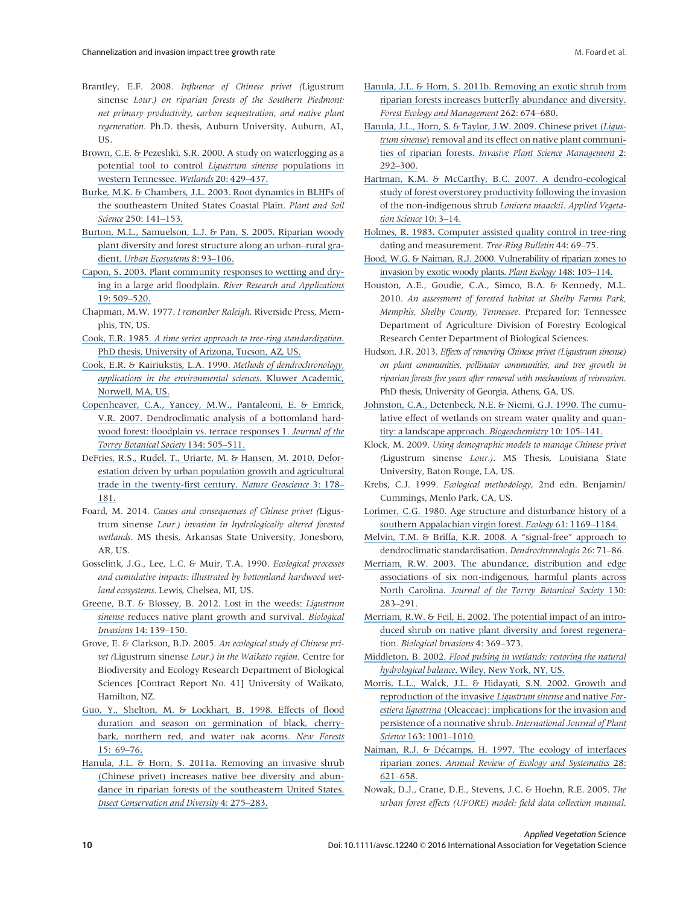Brantley, E.F. 2008. *Influence of Chinese privet (*Ligustrum sinense *Lour.) on riparian forests of the Southern Piedmont: net primary productivity, carbon sequestration, and native plant regeneration*. Ph.D. thesis, Auburn University, Auburn, AL, US.

Brown, C.E. & Pezeshki, S.R. 2000. A study on waterlogging as a potential tool to control *Ligustrum sinense* populations in western Tennessee. *Wetlands* 20: 429–437.

Burke, M.K. & Chambers, J.L. 2003. Root dynamics in BLHFs of the southeastern United States Coastal Plain. *Plant and Soil Science* 250: 141–153.

Burton, M.L., Samuelson, L.J. & Pan, S. 2005. Riparian woody plant diversity and forest structure along an urban–rural gradient. *Urban Ecosystems* 8: 93–106.

Capon, S. 2003. Plant community responses to wetting and drying in a large arid floodplain. *River Research and Applications* 19: 509–520.

Chapman, M.W. 1977. *I remember Raleigh*. Riverside Press, Memphis, TN, US.

Cook, E.R. 1985. *A time series approach to tree-ring standardization*. PhD thesis, University of Arizona, Tucson, AZ, US.

Cook, E.R. & Kairiukstis, L.A. 1990. *Methods of dendrochronology, applications in the environmental sciences*. Kluwer Academic, Norwell, MA, US.

Copenheaver, C.A., Yancey, M.W., Pantaleoni, E. & Emrick, V.R. 2007. Dendroclimatic analysis of a bottomland hardwood forest: floodplain vs. terrace responses 1. *Journal of the Torrey Botanical Society* 134: 505–511.

DeFries, R.S., Rudel, T., Uriarte, M. & Hansen, M. 2010. Deforestation driven by urban population growth and agricultural trade in the twenty-first century. *Nature Geoscience* 3: 178–181.

Foard, M. 2014. *Causes and consequences of Chinese privet (*Ligustrum sinense *Lour.) invasion in hydrologically altered forested wetlands*. MS thesis, Arkansas State University, Jonesboro, AR, US.

Gosselink, J.G., Lee, L.C. & Muir, T.A. 1990. *Ecological processes and cumulative impacts: illustrated by bottomland hardwood wetland ecosystems*. Lewis, Chelsea, MI, US.

Greene, B.T. & Blossey, B. 2012. Lost in the weeds: *Ligustrum sinense* reduces native plant growth and survival. *Biological Invasions* 14: 139–150.

Grove, E. & Clarkson, B.D. 2005. *An ecological study of Chinese privet (*Ligustrum sinense *Lour.) in the Waikato region*. Centre for Biodiversity and Ecology Research Department of Biological Sciences [Contract Report No. 41] University of Waikato, Hamilton, NZ.

Guo, Y., Shelton, M. & Lockhart, B. 1998. Effects of flood duration and season on germination of black, cherrybark, northern red, and water oak acorns. *New Forests* 15: 69–76.

Hanula, J.L. & Horn, S. 2011a. Removing an invasive shrub (Chinese privet) increases native bee diversity and abundance in riparian forests of the southeastern United States. *Insect Conservation and Diversity* 4: 275–283.

Hanula, J.L. & Horn, S. 2011b. Removing an exotic shrub from riparian forests increases butterfly abundance and diversity. *Forest Ecology and Management* 262: 674–680.

Hanula, J.L., Horn, S. & Taylor, J.W. 2009. Chinese privet (*Ligustrum sinense*) removal and its effect on native plant communities of riparian forests. *Invasive Plant Science Management* 2: 292–300.

Hartman, K.M. & McCarthy, B.C. 2007. A dendro-ecological study of forest overstorey productivity following the invasion of the non-indigenous shrub *Lonicera maackii*. *Applied Vegetation Science* 10: 3–14.

Holmes, R. 1983. Computer assisted quality control in tree-ring dating and measurement. *Tree-Ring Bulletin* 44: 69–75.

Hood, W.G. & Naiman, R.J. 2000. Vulnerability of riparian zones to invasion by exotic woody plants. *Plant Ecology* 148: 105–114.

Houston, A.E., Goudie, C.A., Simco, B.A. & Kennedy, M.L. 2010. *An assessment of forested habitat at Shelby Farms Park, Memphis, Shelby County, Tennessee*. Prepared for: Tennessee Department of Agriculture Division of Forestry Ecological Research Center Department of Biological Sciences.

Hudson, J.R. 2013. *Effects of removing Chinese privet (Ligustrum sinense) on plant communities, pollinator communities, and tree growth in riparian forests five years after removal with mechanisms of reinvasion*. PhD thesis, University of Georgia, Athens, GA, US.

Johnston, C.A., Detenbeck, N.E. & Niemi, G.J. 1990. The cumulative effect of wetlands on stream water quality and quantity: a landscape approach. *Biogeochemistry* 10: 105–141.

Klock, M. 2009. *Using demographic models to manage Chinese privet (*Ligustrum sinense *Lour.)*. MS Thesis, Louisiana State University, Baton Rouge, LA, US.

Krebs, C.J. 1999. *Ecological methodology*, 2nd edn. Benjamin/Cummings, Menlo Park, CA, US.

Lorimer, C.G. 1980. Age structure and disturbance history of a southern Appalachian virgin forest. *Ecology* 61: 1169–1184.

Melvin, T.M. & Briffa, K.R. 2008. A "signal-free" approach to dendroclimatic standardisation. *Dendrochronologia* 26: 71–86.

Merriam, R.W. 2003. The abundance, distribution and edge associations of six non-indigenous, harmful plants across North Carolina. *Journal of the Torrey Botanical Society* 130: 283–291.

Merriam, R.W. & Feil, E. 2002. The potential impact of an introduced shrub on native plant diversity and forest regeneration. *Biological Invasions* 4: 369–373.

Middleton, B. 2002. *Flood pulsing in wetlands: restoring the natural hydrological balance*. Wiley, New York, NY, US.

Morris, L.L., Walck, J.L. & Hidayati, S.N. 2002. Growth and reproduction of the invasive *Ligustrum sinense* and native *Forestiera ligustrina* (Oleaceae): implications for the invasion and persistence of a nonnative shrub. *International Journal of Plant Science* 163: 1001–1010.

Naiman, R.J. & Décamps, H. 1997. The ecology of interfaces riparian zones. *Annual Review of Ecology and Systematics* 28: 621–658.

Nowak, D.J., Crane, D.E., Stevens, J.C. & Hoehn, R.E. 2005. *The urban forest effects (UFORE) model: field data collection manual*.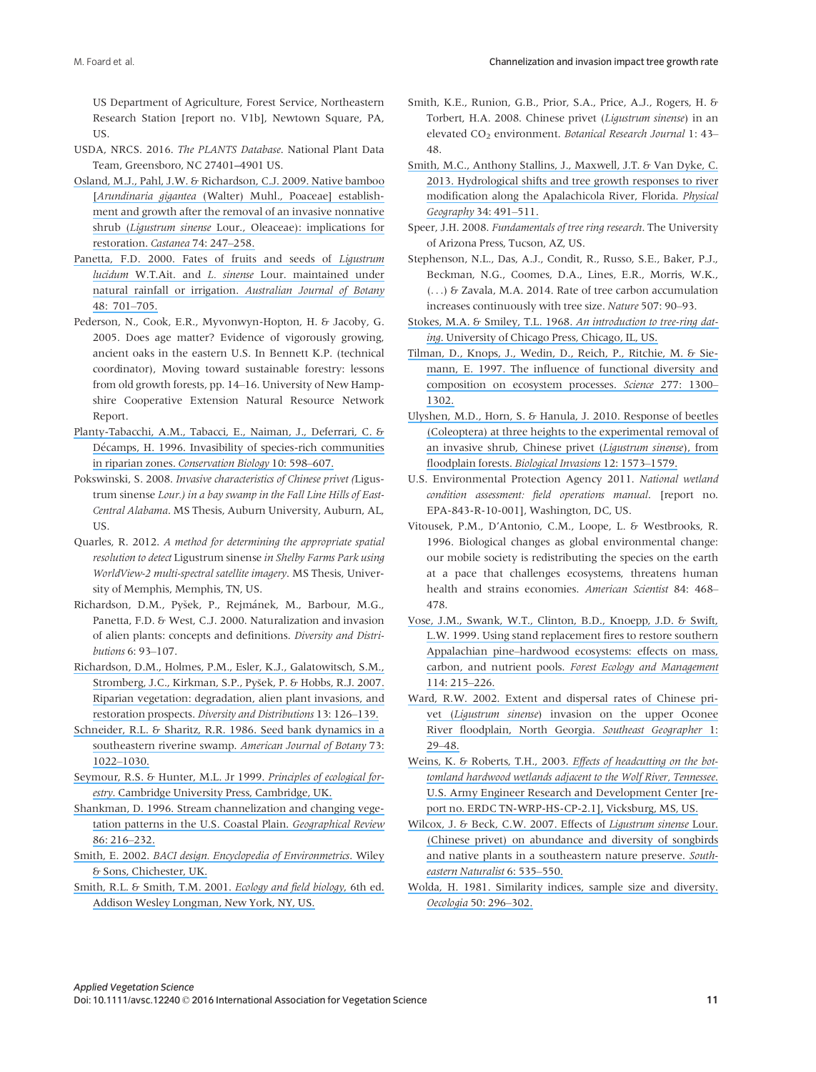US Department of Agriculture, Forest Service, Northeastern Research Station [report no. V1b], Newtown Square, PA, US.

USDA, NRCS. 2016. *The PLANTS Database*. National Plant Data Team, Greensboro, NC 27401–4901 US.

Osland, M.J., Pahl, J.W. & Richardson, C.J. 2009. Native bamboo [*Arundinaria gigantea* (Walter) Muhl., Poaceae] establishment and growth after the removal of an invasive nonnative shrub (*Ligustrum sinense* Lour., Oleaceae): implications for restoration. *Castanea* 74: 247–258.

Panetta, F.D. 2000. Fates of fruits and seeds of *Ligustrum lucidum* W.T.Ait. and *L. sinense* Lour. maintained under natural rainfall or irrigation. *Australian Journal of Botany* 48: 701–705.

Pederson, N., Cook, E.R., Myvonwyn-Hopton, H. & Jacoby, G. 2005. Does age matter? Evidence of vigorously growing, ancient oaks in the eastern U.S. In Bennett K.P. (technical coordinator), Moving toward sustainable forestry: lessons from old growth forests, pp. 14–16. University of New Hampshire Cooperative Extension Natural Resource Network Report.

Planty-Tabacchi, A.M., Tabacci, E., Naiman, J., Deferrari, C. & Décamps, H. 1996. Invasibility of species-rich communities in riparian zones. *Conservation Biology* 10: 598–607.

Pokswinski, S. 2008. *Invasive characteristics of Chinese privet (*Ligustrum sinense *Lour.) in a bay swamp in the Fall Line Hills of East-Central Alabama*. MS Thesis, Auburn University, Auburn, AL, US.

Quarles, R. 2012. *A method for determining the appropriate spatial resolution to detect* Ligustrum sinense *in Shelby Farms Park using WorldView-2 multi-spectral satellite imagery*. MS Thesis, University of Memphis, Memphis, TN, US.

Richardson, D.M., Pyšek, P., Rejmánek, M., Barbour, M.G., Panetta, F.D. & West, C.J. 2000. Naturalization and invasion of alien plants: concepts and definitions. *Diversity and Distributions* 6: 93–107.

Richardson, D.M., Holmes, P.M., Esler, K.J., Galatowitsch, S.M., Stromberg, J.C., Kirkman, S.P., Pyšek, P. & Hobbs, R.J. 2007. Riparian vegetation: degradation, alien plant invasions, and restoration prospects. *Diversity and Distributions* 13: 126–139.

Schneider, R.L. & Sharitz, R.R. 1986. Seed bank dynamics in a southeastern riverine swamp. *American Journal of Botany* 73: 1022–1030.

Seymour, R.S. & Hunter, M.L. Jr 1999. *Principles of ecological forestry*. Cambridge University Press, Cambridge, UK.

Shankman, D. 1996. Stream channelization and changing vegetation patterns in the U.S. Coastal Plain. *Geographical Review* 86: 216–232.

Smith, E. 2002. *BACI design. Encyclopedia of Environmetrics*. Wiley & Sons, Chichester, UK.

Smith, R.L. & Smith, T.M. 2001. *Ecology and field biology*, 6th ed. Addison Wesley Longman, New York, NY, US.

Smith, K.E., Runion, G.B., Prior, S.A., Price, A.J., Rogers, H. & Torbert, H.A. 2008. Chinese privet (*Ligustrum sinense*) in an elevated $CO_2$ environment. *Botanical Research Journal* 1: 43–48.

Smith, M.C., Anthony Stallins, J., Maxwell, J.T. & Van Dyke, C. 2013. Hydrological shifts and tree growth responses to river modification along the Apalachicola River, Florida. *Physical Geography* 34: 491–511.

Speer, J.H. 2008. *Fundamentals of tree ring research*. The University of Arizona Press, Tucson, AZ, US.

Stephenson, N.L., Das, A.J., Condit, R., Russo, S.E., Baker, P.J., Beckman, N.G., Coomes, D.A., Lines, E.R., Morris, W.K., (. . .) & Zavala, M.A. 2014. Rate of tree carbon accumulation increases continuously with tree size. *Nature* 507: 90–93.

Stokes, M.A. & Smiley, T.L. 1968. *An introduction to tree-ring dating*. University of Chicago Press, Chicago, IL, US.

Tilman, D., Knops, J., Wedin, D., Reich, P., Ritchie, M. & Siemann, E. 1997. The influence of functional diversity and composition on ecosystem processes. *Science* 277: 1300–1302.

Ulyshen, M.D., Horn, S. & Hanula, J. 2010. Response of beetles (Coleoptera) at three heights to the experimental removal of an invasive shrub, Chinese privet (*Ligustrum sinense*), from floodplain forests. *Biological Invasions* 12: 1573–1579.

U.S. Environmental Protection Agency 2011. *National wetland condition assessment: field operations manual*. [report no. EPA-843-R-10-001], Washington, DC, US.

Vitousek, P.M., D'Antonio, C.M., Loope, L. & Westbrooks, R. 1996. Biological changes as global environmental change: our mobile society is redistributing the species on the earth at a pace that challenges ecosystems, threatens human health and strains economies. *American Scientist* 84: 468–478.

Vose, J.M., Swank, W.T., Clinton, B.D., Knoepp, J.D. & Swift, L.W. 1999. Using stand replacement fires to restore southern Appalachian pine–hardwood ecosystems: effects on mass, carbon, and nutrient pools. *Forest Ecology and Management* 114: 215–226.

Ward, R.W. 2002. Extent and dispersal rates of Chinese privet (*Ligustrum sinense*) invasion on the upper Oconee River floodplain, North Georgia. *Southeast Geographer* 1: 29–48.

Weins, K. & Roberts, T.H., 2003. *Effects of headcutting on the bottomland hardwood wetlands adjacent to the Wolf River, Tennessee*. U.S. Army Engineer Research and Development Center [report no. ERDC TN-WRP-HS-CP-2.1], Vicksburg, MS, US.

Wilcox, J. & Beck, C.W. 2007. Effects of *Ligustrum sinense* Lour. (Chinese privet) on abundance and diversity of songbirds and native plants in a southeastern nature preserve. *Southeastern Naturalist* 6: 535–550.

Wolda, H. 1981. Similarity indices, sample size and diversity. *Oecologia* 50: 296–302.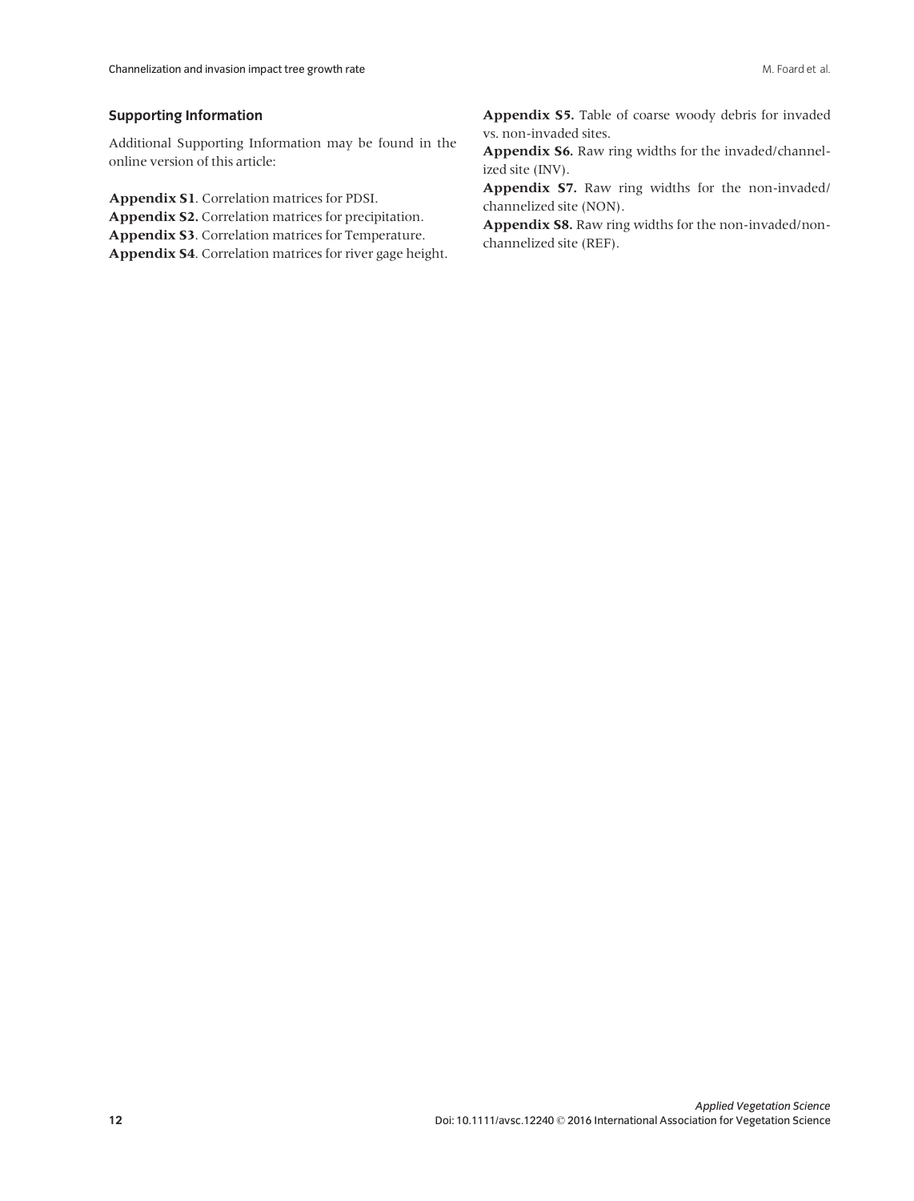## Supporting Information

Additional Supporting Information may be found in the online version of this article:

**Appendix S1**. Correlation matrices for PDSI.
**Appendix S2.** Correlation matrices for precipitation.
**Appendix S3**. Correlation matrices for Temperature.
**Appendix S4**. Correlation matrices for river gage height.
**Appendix S5.** Table of coarse woody debris for invaded vs. non-invaded sites.
**Appendix S6.** Raw ring widths for the invaded/channelized site (INV).
**Appendix S7.** Raw ring widths for the non-invaded/channelized site (NON).
**Appendix S8.** Raw ring widths for the non-invaded/non-channelized site (REF).